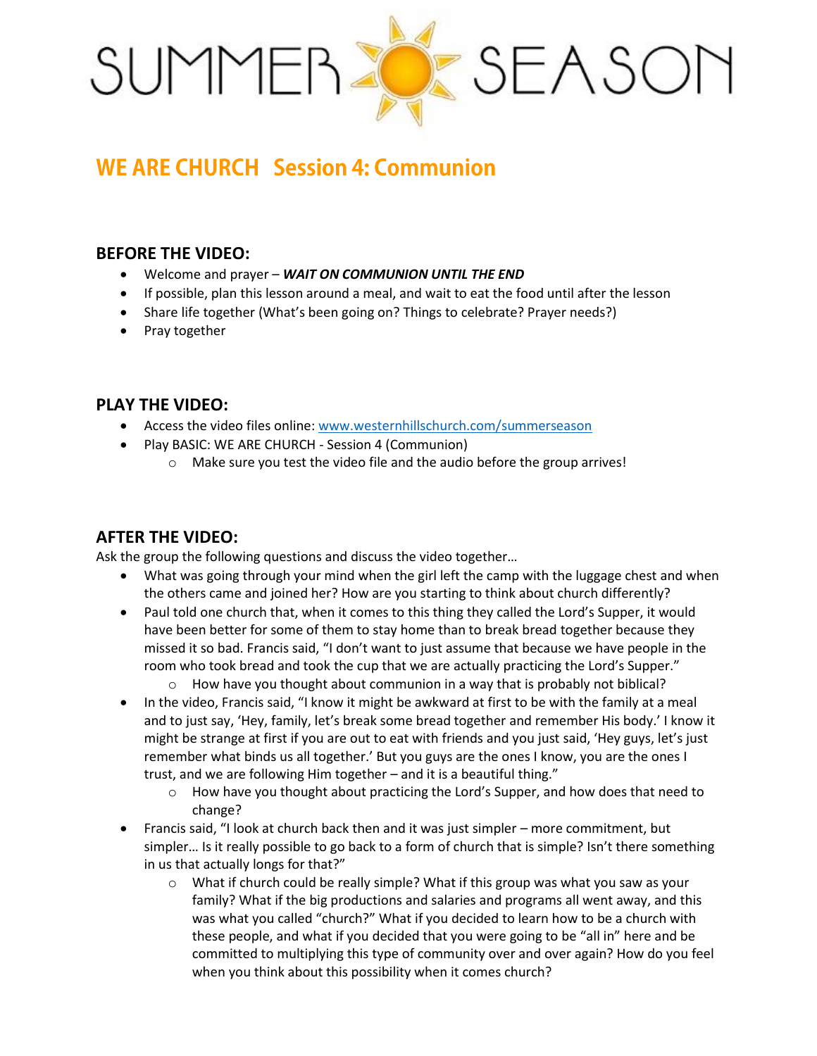# SUMMER SEASON

## WE ARE CHURCH Session 4: Communion

### BEFORE THE VIDEO:

- Welcome and prayer – ***WAIT ON COMMUNION UNTIL THE END***
- If possible, plan this lesson around a meal, and wait to eat the food until after the lesson
- Share life together (What's been going on? Things to celebrate? Prayer needs?)
- Pray together

### PLAY THE VIDEO:

- Access the video files online: www.westernhillschurch.com/summerseason
- Play BASIC: WE ARE CHURCH - Session 4 (Communion)
  - Make sure you test the video file and the audio before the group arrives!

### AFTER THE VIDEO:

Ask the group the following questions and discuss the video together…

- What was going through your mind when the girl left the camp with the luggage chest and when the others came and joined her? How are you starting to think about church differently?
- Paul told one church that, when it comes to this thing they called the Lord's Supper, it would have been better for some of them to stay home than to break bread together because they missed it so bad. Francis said, "I don't want to just assume that because we have people in the room who took bread and took the cup that we are actually practicing the Lord's Supper."
  - How have you thought about communion in a way that is probably not biblical?
- In the video, Francis said, "I know it might be awkward at first to be with the family at a meal and to just say, 'Hey, family, let's break some bread together and remember His body.' I know it might be strange at first if you are out to eat with friends and you just said, 'Hey guys, let's just remember what binds us all together.' But you guys are the ones I know, you are the ones I trust, and we are following Him together – and it is a beautiful thing."
  - How have you thought about practicing the Lord's Supper, and how does that need to change?
- Francis said, "I look at church back then and it was just simpler – more commitment, but simpler… Is it really possible to go back to a form of church that is simple? Isn't there something in us that actually longs for that?"
  - What if church could be really simple? What if this group was what you saw as your family? What if the big productions and salaries and programs all went away, and this was what you called "church?" What if you decided to learn how to be a church with these people, and what if you decided that you were going to be "all in" here and be committed to multiplying this type of community over and over again? How do you feel when you think about this possibility when it comes church?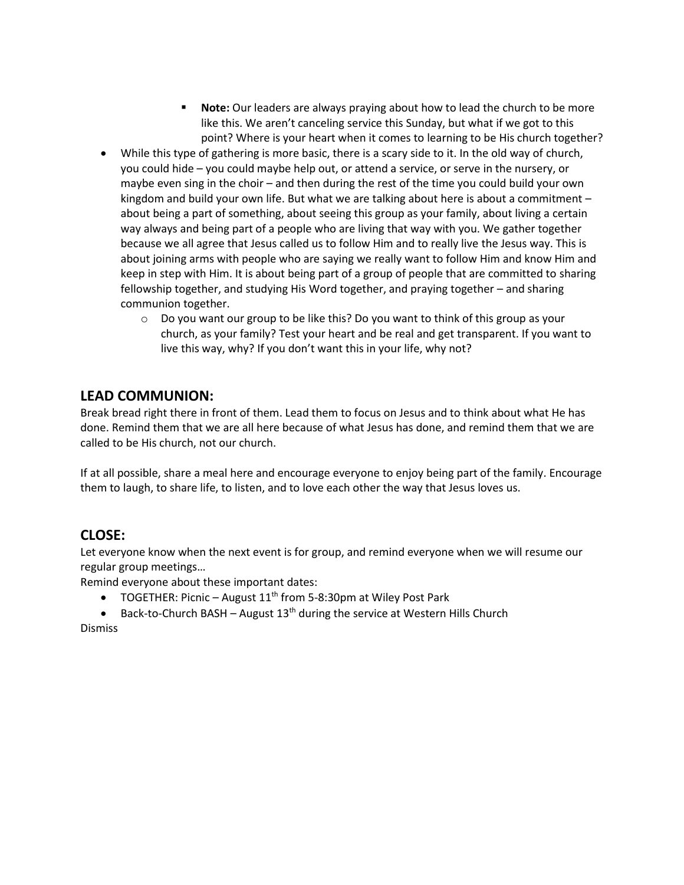- **Note:** Our leaders are always praying about how to lead the church to be more like this. We aren't canceling service this Sunday, but what if we got to this point? Where is your heart when it comes to learning to be His church together?

- While this type of gathering is more basic, there is a scary side to it. In the old way of church, you could hide – you could maybe help out, or attend a service, or serve in the nursery, or maybe even sing in the choir – and then during the rest of the time you could build your own kingdom and build your own life. But what we are talking about here is about a commitment – about being a part of something, about seeing this group as your family, about living a certain way always and being part of a people who are living that way with you. We gather together because we all agree that Jesus called us to follow Him and to really live the Jesus way. This is about joining arms with people who are saying we really want to follow Him and know Him and keep in step with Him. It is about being part of a group of people that are committed to sharing fellowship together, and studying His Word together, and praying together – and sharing communion together.
    - Do you want our group to be like this? Do you want to think of this group as your church, as your family? Test your heart and be real and get transparent. If you want to live this way, why? If you don't want this in your life, why not?

## LEAD COMMUNION:

Break bread right there in front of them. Lead them to focus on Jesus and to think about what He has done. Remind them that we are all here because of what Jesus has done, and remind them that we are called to be His church, not our church.

If at all possible, share a meal here and encourage everyone to enjoy being part of the family. Encourage them to laugh, to share life, to listen, and to love each other the way that Jesus loves us.

## CLOSE:

Let everyone know when the next event is for group, and remind everyone when we will resume our regular group meetings…

Remind everyone about these important dates:

- TOGETHER: Picnic – August 11th from 5-8:30pm at Wiley Post Park
- Back-to-Church BASH – August 13th during the service at Western Hills Church

Dismiss